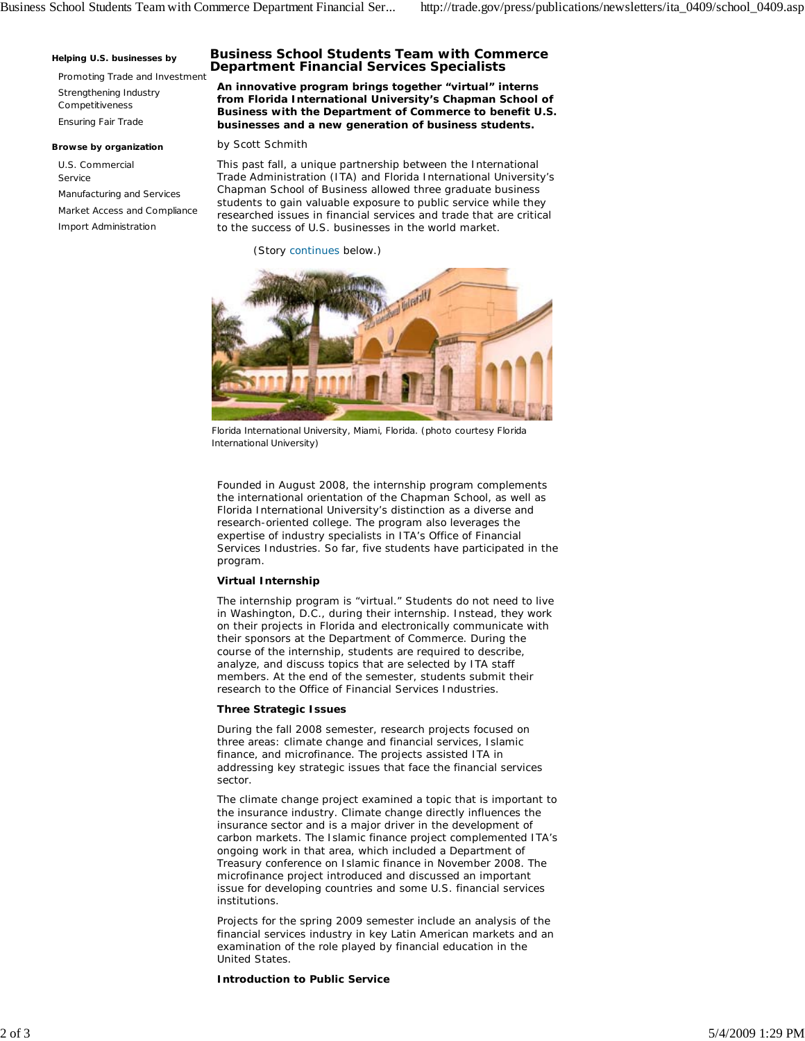**Helping U.S. businesses by**

- Promoting Trade and Investment
- Strengthening Industry Competitiveness
- Ensuring Fair Trade

**Browse by organization**

- U.S. Commercial Service
- Manufacturing and Services
- Market Access and Compliance
- Import Administration

# Business School Students Team with Commerce Department Financial Services Specialists

**An innovative program brings together "virtual" interns from Florida International University's Chapman School of Business with the Department of Commerce to benefit U.S. businesses and a new generation of business students.**

by Scott Schmith

This past fall, a unique partnership between the International Trade Administration (ITA) and Florida International University's Chapman School of Business allowed three graduate business students to gain valuable exposure to public service while they researched issues in financial services and trade that are critical to the success of U.S. businesses in the world market.

(Story continues below.)

Florida International University, Miami, Florida. (photo courtesy Florida International University)

Founded in August 2008, the internship program complements the international orientation of the Chapman School, as well as Florida International University's distinction as a diverse and research-oriented college. The program also leverages the expertise of industry specialists in ITA's Office of Financial Services Industries. So far, five students have participated in the program.

**Virtual Internship**

The internship program is "virtual." Students do not need to live in Washington, D.C., during their internship. Instead, they work on their projects in Florida and electronically communicate with their sponsors at the Department of Commerce. During the course of the internship, students are required to describe, analyze, and discuss topics that are selected by ITA staff members. At the end of the semester, students submit their research to the Office of Financial Services Industries.

**Three Strategic Issues**

During the fall 2008 semester, research projects focused on three areas: climate change and financial services, Islamic finance, and microfinance. The projects assisted ITA in addressing key strategic issues that face the financial services sector.

The climate change project examined a topic that is important to the insurance industry. Climate change directly influences the insurance sector and is a major driver in the development of carbon markets. The Islamic finance project complemented ITA's ongoing work in that area, which included a Department of Treasury conference on Islamic finance in November 2008. The microfinance project introduced and discussed an important issue for developing countries and some U.S. financial services institutions.

Projects for the spring 2009 semester include an analysis of the financial services industry in key Latin American markets and an examination of the role played by financial education in the United States.

**Introduction to Public Service**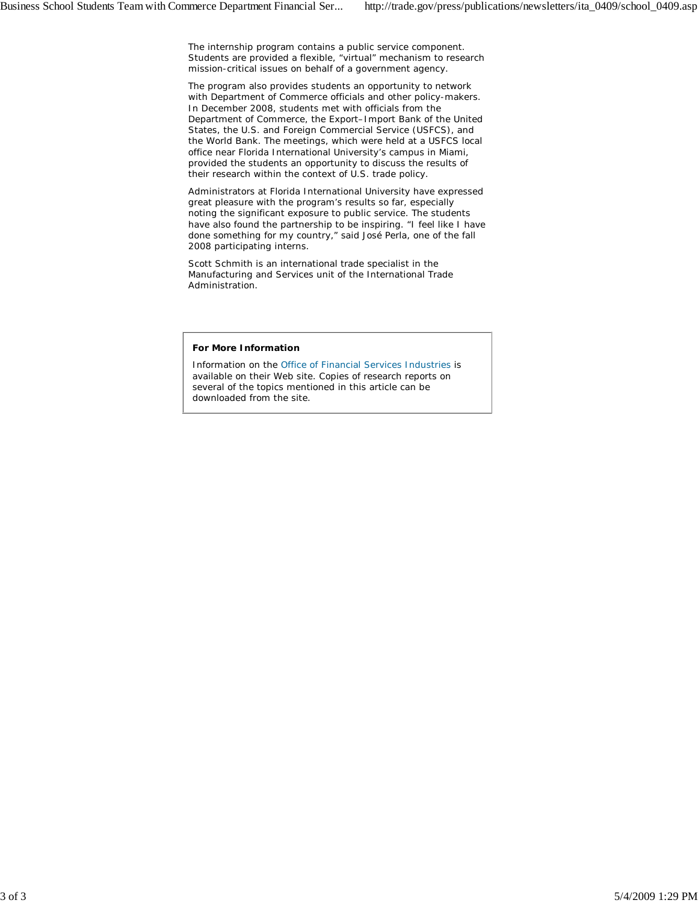The internship program contains a public service component. Students are provided a flexible, “virtual” mechanism to research mission-critical issues on behalf of a government agency.

The program also provides students an opportunity to network with Department of Commerce officials and other policy-makers. In December 2008, students met with officials from the Department of Commerce, the Export–Import Bank of the United States, the U.S. and Foreign Commercial Service (USFCS), and the World Bank. The meetings, which were held at a USFCS local office near Florida International University’s campus in Miami, provided the students an opportunity to discuss the results of their research within the context of U.S. trade policy.

Administrators at Florida International University have expressed great pleasure with the program’s results so far, especially noting the significant exposure to public service. The students have also found the partnership to be inspiring. “I feel like I have done something for my country,” said José Perla, one of the fall 2008 participating interns.

Scott Schmith is an international trade specialist in the Manufacturing and Services unit of the International Trade Administration.

**For More Information**

Information on the Office of Financial Services Industries is available on their Web site. Copies of research reports on several of the topics mentioned in this article can be downloaded from the site.